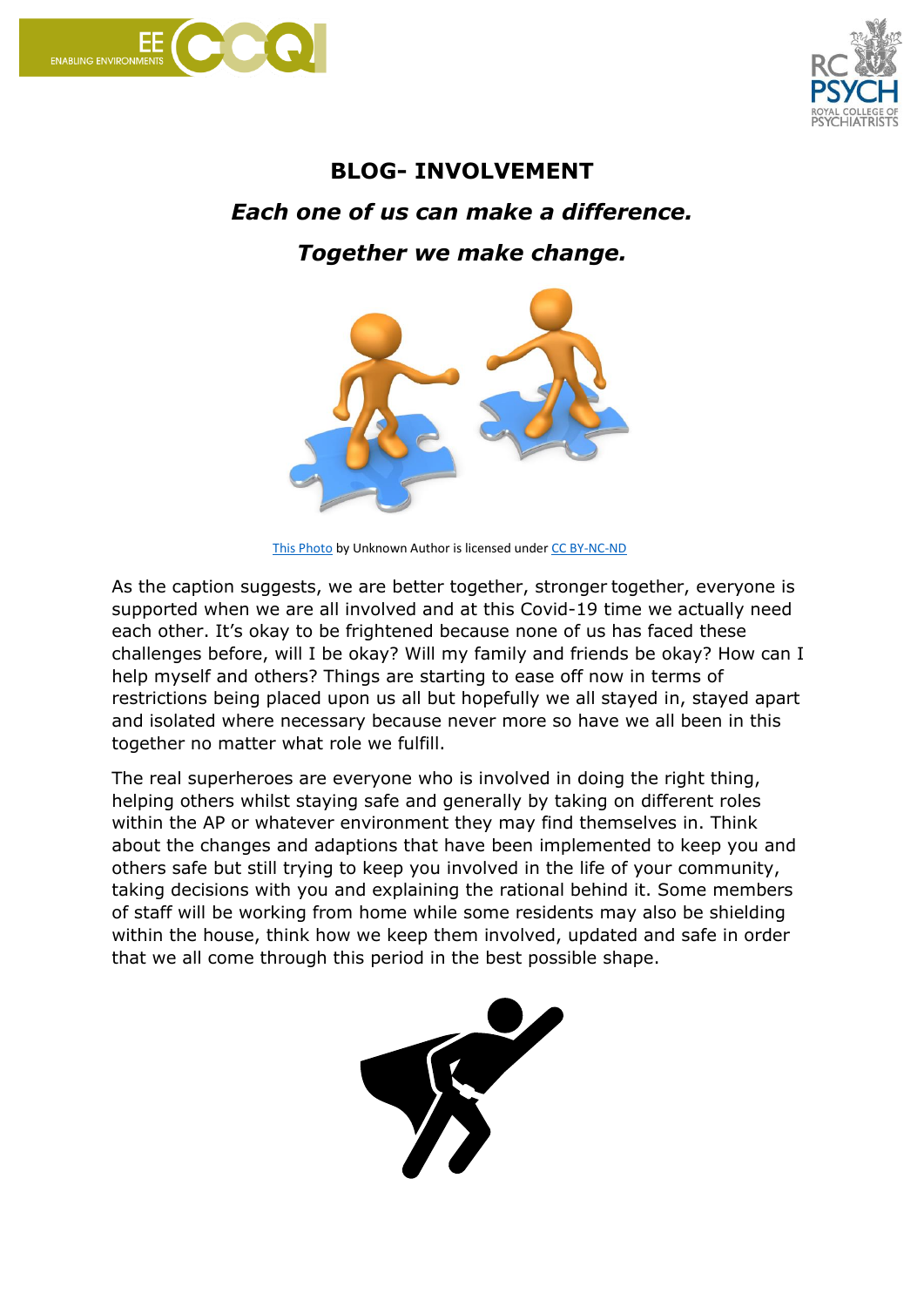# BLOG- INVOLVEMENT

***Each one of us can make a difference.***

***Together we make change.***

This Photo by Unknown Author is licensed under CC BY-NC-ND

As the caption suggests, we are better together, stronger together, everyone is supported when we are all involved and at this Covid-19 time we actually need each other. It's okay to be frightened because none of us has faced these challenges before, will I be okay? Will my family and friends be okay? How can I help myself and others? Things are starting to ease off now in terms of restrictions being placed upon us all but hopefully we all stayed in, stayed apart and isolated where necessary because never more so have we all been in this together no matter what role we fulfill.

The real superheroes are everyone who is involved in doing the right thing, helping others whilst staying safe and generally by taking on different roles within the AP or whatever environment they may find themselves in. Think about the changes and adaptions that have been implemented to keep you and others safe but still trying to keep you involved in the life of your community, taking decisions with you and explaining the rational behind it. Some members of staff will be working from home while some residents may also be shielding within the house, think how we keep them involved, updated and safe in order that we all come through this period in the best possible shape.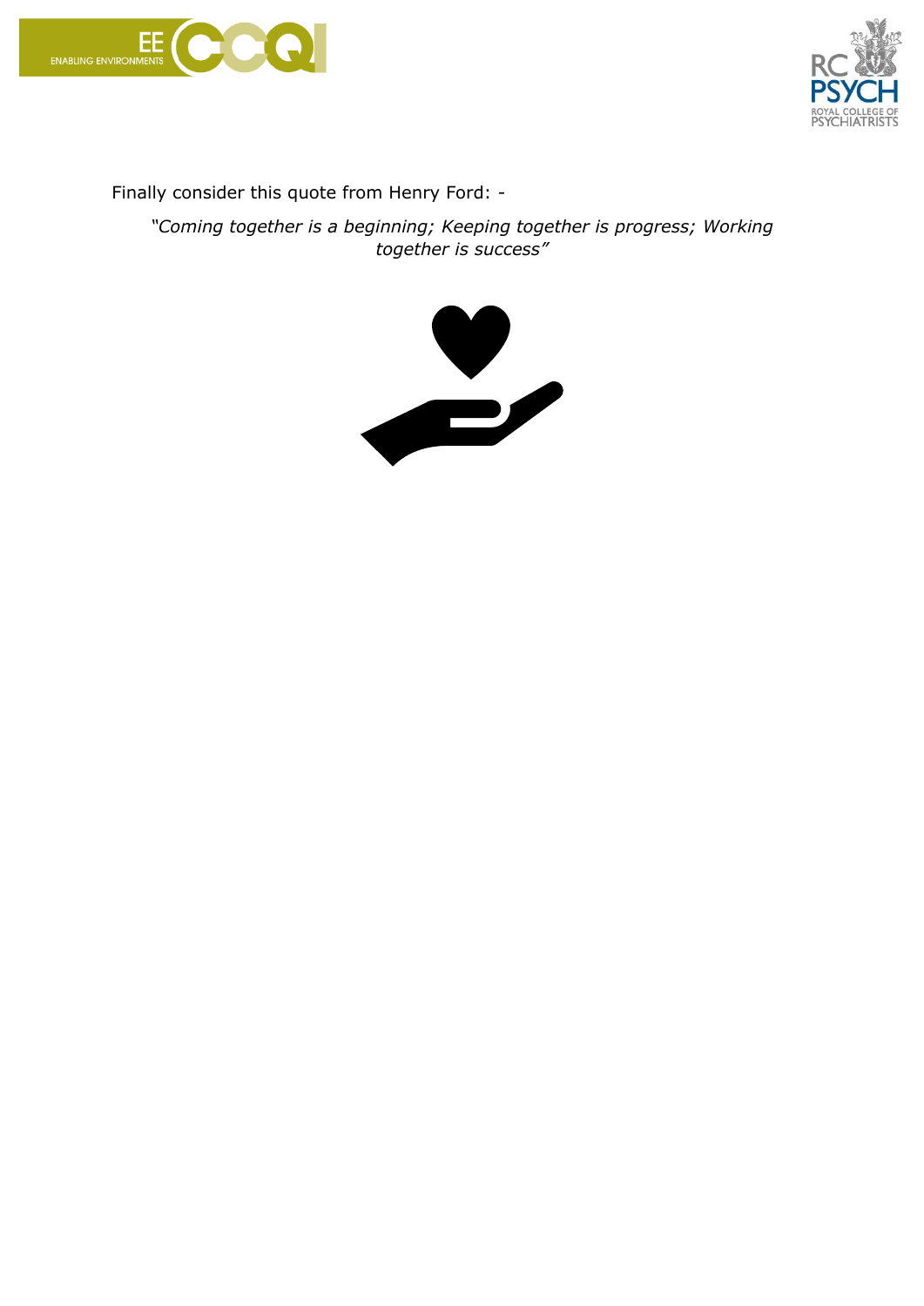Finally consider this quote from Henry Ford: -

*"Coming together is a beginning; Keeping together is progress; Working together is success"*